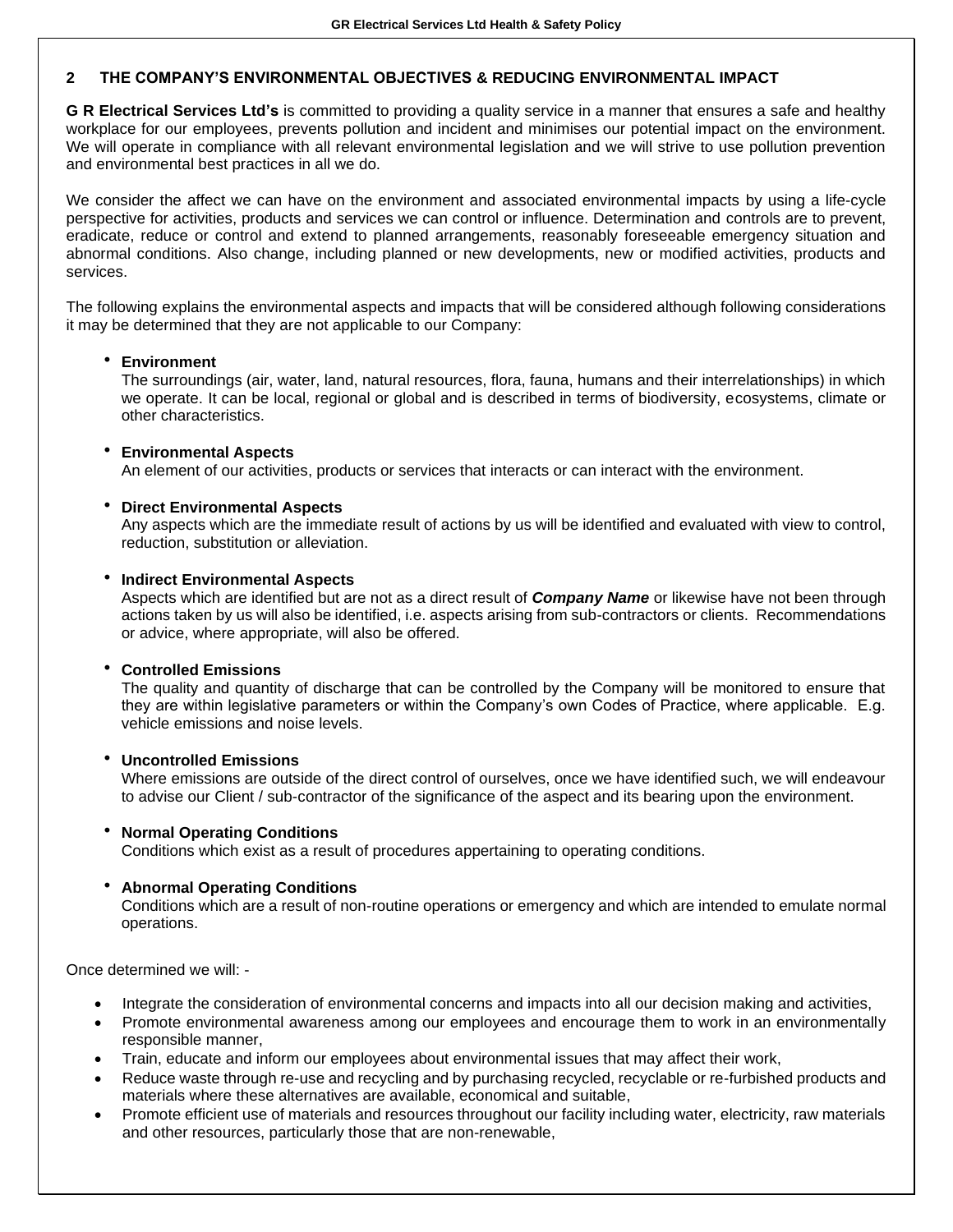## 2 THE COMPANY'S ENVIRONMENTAL OBJECTIVES & REDUCING ENVIRONMENTAL IMPACT

**G R Electrical Services Ltd's** is committed to providing a quality service in a manner that ensures a safe and healthy workplace for our employees, prevents pollution and incident and minimises our potential impact on the environment. We will operate in compliance with all relevant environmental legislation and we will strive to use pollution prevention and environmental best practices in all we do.

We consider the affect we can have on the environment and associated environmental impacts by using a life-cycle perspective for activities, products and services we can control or influence. Determination and controls are to prevent, eradicate, reduce or control and extend to planned arrangements, reasonably foreseeable emergency situation and abnormal conditions. Also change, including planned or new developments, new or modified activities, products and services.

The following explains the environmental aspects and impacts that will be considered although following considerations it may be determined that they are not applicable to our Company:

- **Environment**
  The surroundings (air, water, land, natural resources, flora, fauna, humans and their interrelationships) in which we operate. It can be local, regional or global and is described in terms of biodiversity, ecosystems, climate or other characteristics.

- **Environmental Aspects**
  An element of our activities, products or services that interacts or can interact with the environment.

- **Direct Environmental Aspects**
  Any aspects which are the immediate result of actions by us will be identified and evaluated with view to control, reduction, substitution or alleviation.

- **Indirect Environmental Aspects**
  Aspects which are identified but are not as a direct result of ***Company Name*** or likewise have not been through actions taken by us will also be identified, i.e. aspects arising from sub-contractors or clients. Recommendations or advice, where appropriate, will also be offered.

- **Controlled Emissions**
  The quality and quantity of discharge that can be controlled by the Company will be monitored to ensure that they are within legislative parameters or within the Company's own Codes of Practice, where applicable. E.g. vehicle emissions and noise levels.

- **Uncontrolled Emissions**
  Where emissions are outside of the direct control of ourselves, once we have identified such, we will endeavour to advise our Client / sub-contractor of the significance of the aspect and its bearing upon the environment.

- **Normal Operating Conditions**
  Conditions which exist as a result of procedures appertaining to operating conditions.

- **Abnormal Operating Conditions**
  Conditions which are a result of non-routine operations or emergency and which are intended to emulate normal operations.

Once determined we will: -

- Integrate the consideration of environmental concerns and impacts into all our decision making and activities,
- Promote environmental awareness among our employees and encourage them to work in an environmentally responsible manner,
- Train, educate and inform our employees about environmental issues that may affect their work,
- Reduce waste through re-use and recycling and by purchasing recycled, recyclable or re-furbished products and materials where these alternatives are available, economical and suitable,
- Promote efficient use of materials and resources throughout our facility including water, electricity, raw materials and other resources, particularly those that are non-renewable,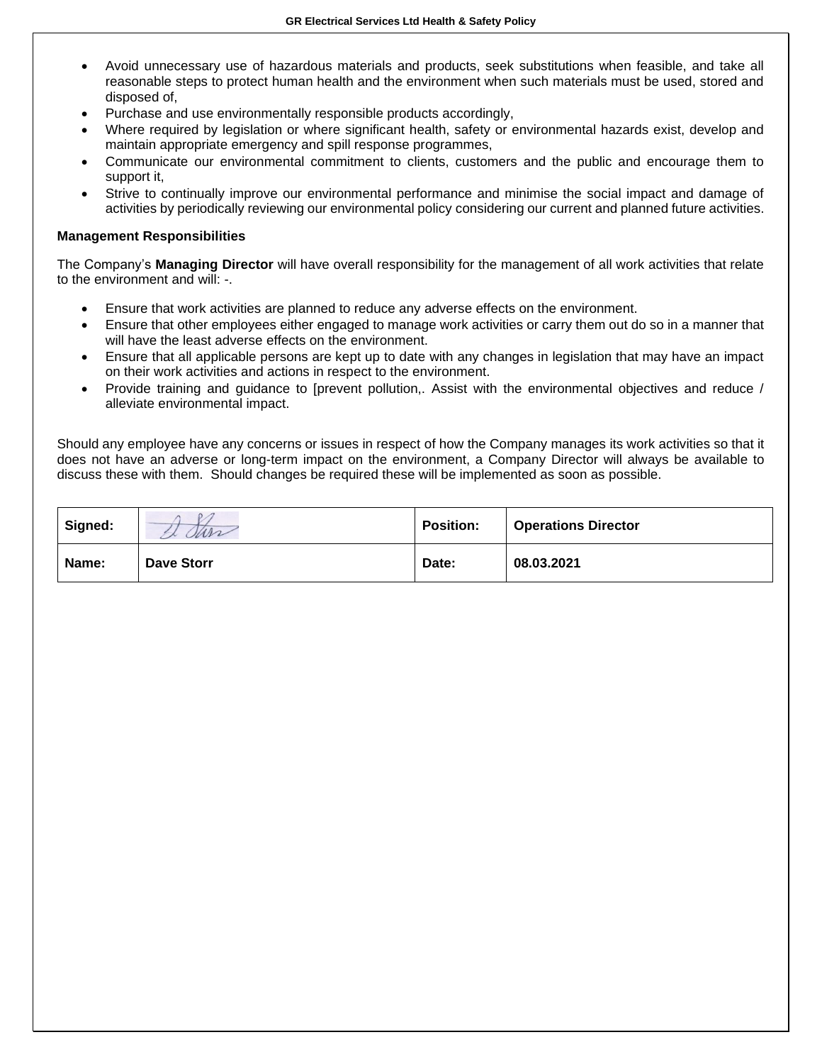- Avoid unnecessary use of hazardous materials and products, seek substitutions when feasible, and take all reasonable steps to protect human health and the environment when such materials must be used, stored and disposed of,
- Purchase and use environmentally responsible products accordingly,
- Where required by legislation or where significant health, safety or environmental hazards exist, develop and maintain appropriate emergency and spill response programmes,
- Communicate our environmental commitment to clients, customers and the public and encourage them to support it,
- Strive to continually improve our environmental performance and minimise the social impact and damage of activities by periodically reviewing our environmental policy considering our current and planned future activities.

**Management Responsibilities**

The Company's **Managing Director** will have overall responsibility for the management of all work activities that relate to the environment and will: -.

- Ensure that work activities are planned to reduce any adverse effects on the environment.
- Ensure that other employees either engaged to manage work activities or carry them out do so in a manner that will have the least adverse effects on the environment.
- Ensure that all applicable persons are kept up to date with any changes in legislation that may have an impact on their work activities and actions in respect to the environment.
- Provide training and guidance to [prevent pollution,. Assist with the environmental objectives and reduce / alleviate environmental impact.

Should any employee have any concerns or issues in respect of how the Company manages its work activities so that it does not have an adverse or long-term impact on the environment, a Company Director will always be available to discuss these with them. Should changes be required these will be implemented as soon as possible.

| | | | |
|---|---|---|---|
| **Signed:** | | **Position:** | **Operations Director** |
| **Name:** | **Dave Storr** | **Date:** | **08.03.2021** |